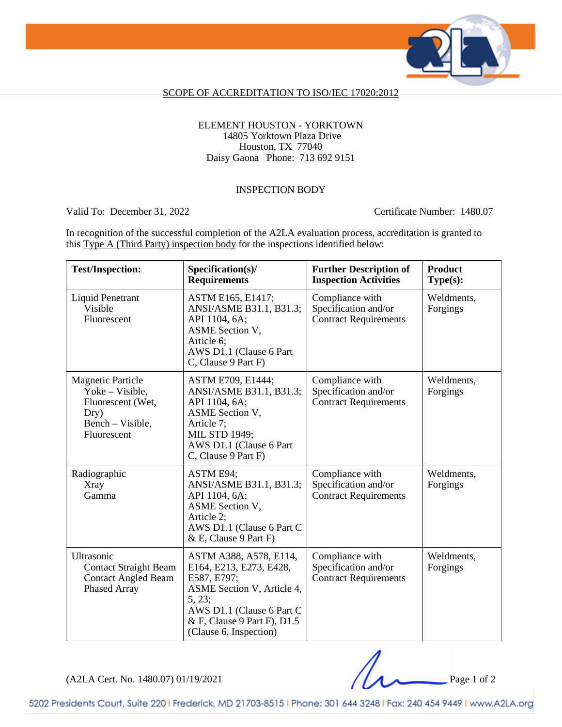## SCOPE OF ACCREDITATION TO ISO/IEC 17020:2012

ELEMENT HOUSTON - YORKTOWN
14805 Yorktown Plaza Drive
Houston, TX 77040
Daisy Gaona Phone: 713 692 9151

### INSPECTION BODY

Valid To: December 31, 2022 Certificate Number: 1480.07

In recognition of the successful completion of the A2LA evaluation process, accreditation is granted to this Type A (Third Party) inspection body for the inspections identified below:

| Test/Inspection: | Specification(s)/ Requirements | Further Description of Inspection Activities | Product Type(s): |
|---|---|---|---|
| Liquid Penetrant<br>Visible<br>Fluorescent | ASTM E165, E1417;<br>ANSI/ASME B31.1, B31.3;<br>API 1104, 6A;<br>ASME Section V, Article 6;<br>AWS D1.1 (Clause 6 Part C, Clause 9 Part F) | Compliance with Specification and/or Contract Requirements | Weldments, Forgings |
| Magnetic Particle<br>Yoke – Visible, Fluorescent (Wet, Dry)<br>Bench – Visible, Fluorescent | ASTM E709, E1444;<br>ANSI/ASME B31.1, B31.3;<br>API 1104, 6A;<br>ASME Section V, Article 7;<br>MIL STD 1949;<br>AWS D1.1 (Clause 6 Part C, Clause 9 Part F) | Compliance with Specification and/or Contract Requirements | Weldments, Forgings |
| Radiographic<br>Xray<br>Gamma | ASTM E94;<br>ANSI/ASME B31.1, B31.3;<br>API 1104, 6A;<br>ASME Section V, Article 2;<br>AWS D1.1 (Clause 6 Part C & E, Clause 9 Part F) | Compliance with Specification and/or Contract Requirements | Weldments, Forgings |
| Ultrasonic<br>Contact Straight Beam<br>Contact Angled Beam<br>Phased Array | ASTM A388, A578, E114, E164, E213, E273, E428, E587, E797;<br>ASME Section V, Article 4, 5, 23;<br>AWS D1.1 (Clause 6 Part C & F, Clause 9 Part F), D1.5 (Clause 6, Inspection) | Compliance with Specification and/or Contract Requirements | Weldments, Forgings |

(A2LA Cert. No. 1480.07) 01/19/2021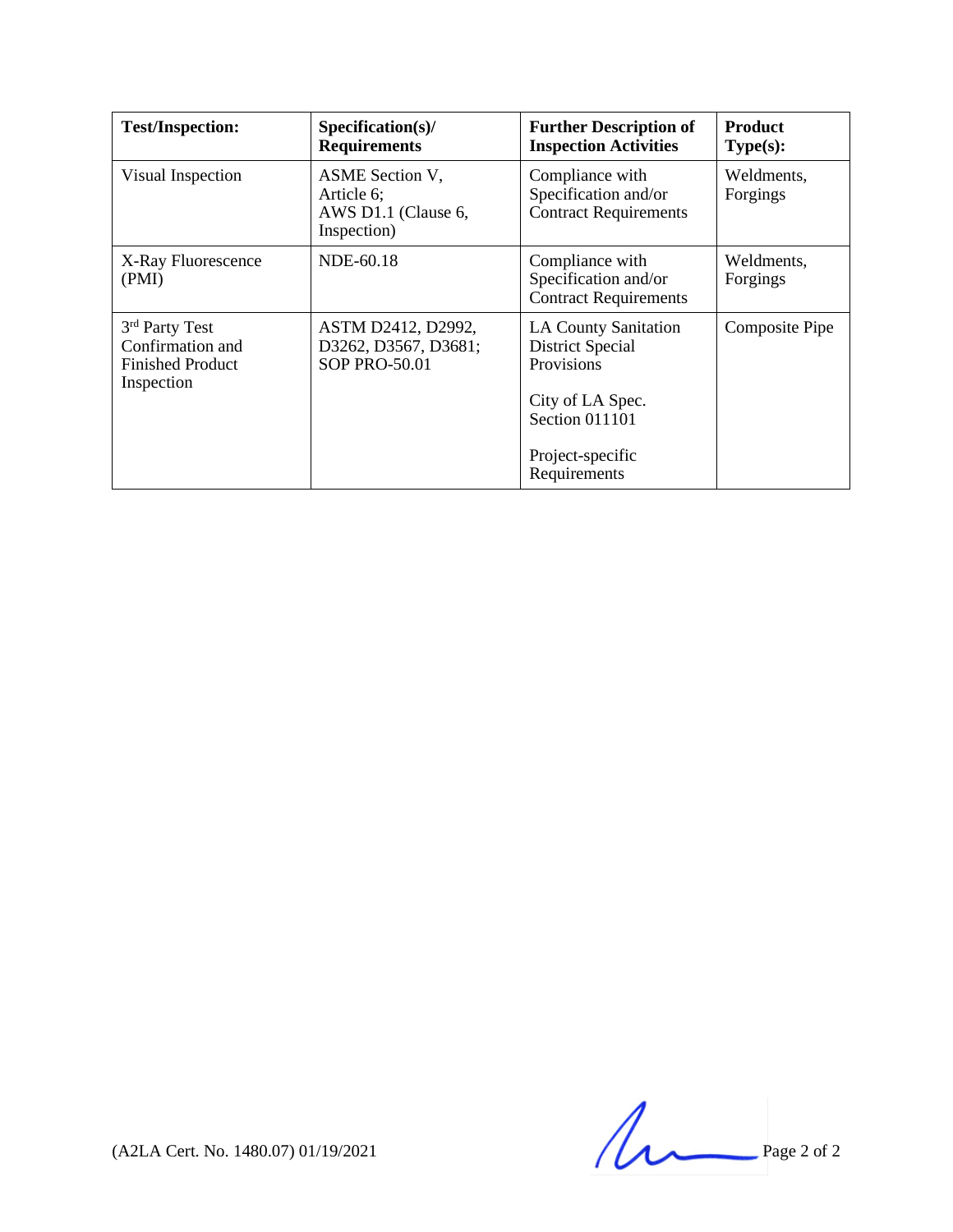| Test/Inspection: | Specification(s)/ Requirements | Further Description of Inspection Activities | Product Type(s): |
|---|---|---|---|
| Visual Inspection | ASME Section V, Article 6; AWS D1.1 (Clause 6, Inspection) | Compliance with Specification and/or Contract Requirements | Weldments, Forgings |
| X-Ray Fluorescence (PMI) | NDE-60.18 | Compliance with Specification and/or Contract Requirements | Weldments, Forgings |
| 3rd Party Test Confirmation and Finished Product Inspection | ASTM D2412, D2992, D3262, D3567, D3681; SOP PRO-50.01 | LA County Sanitation District Special Provisions<br><br>City of LA Spec. Section 011101<br><br>Project-specific Requirements | Composite Pipe |

(A2LA Cert. No. 1480.07) 01/19/2021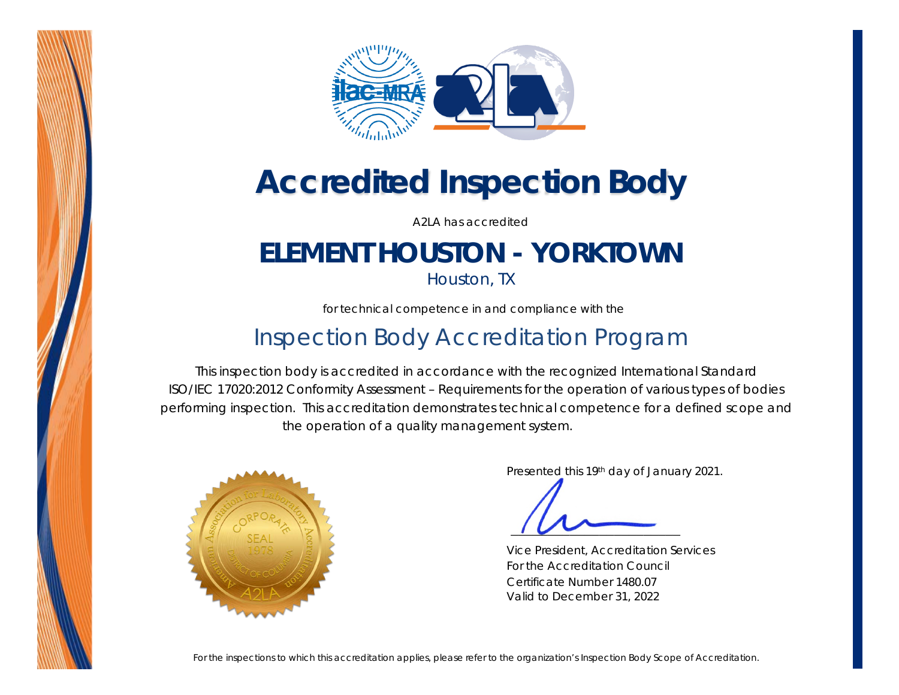# Accredited Inspection Body

A2LA has accredited

## ELEMENT HOUSTON - YORKTOWN

Houston, TX

for technical competence in and compliance with the

## Inspection Body Accreditation Program

This inspection body is accredited in accordance with the recognized International Standard ISO/IEC 17020:2012 Conformity Assessment – Requirements for the operation of various types of bodies performing inspection. This accreditation demonstrates technical competence for a defined scope and the operation of a quality management system.

Presented this 19th day of January 2021.

Vice President, Accreditation Services
For the Accreditation Council
Certificate Number 1480.07
Valid to December 31, 2022

For the inspections to which this accreditation applies, please refer to the organization's Inspection Body Scope of Accreditation.